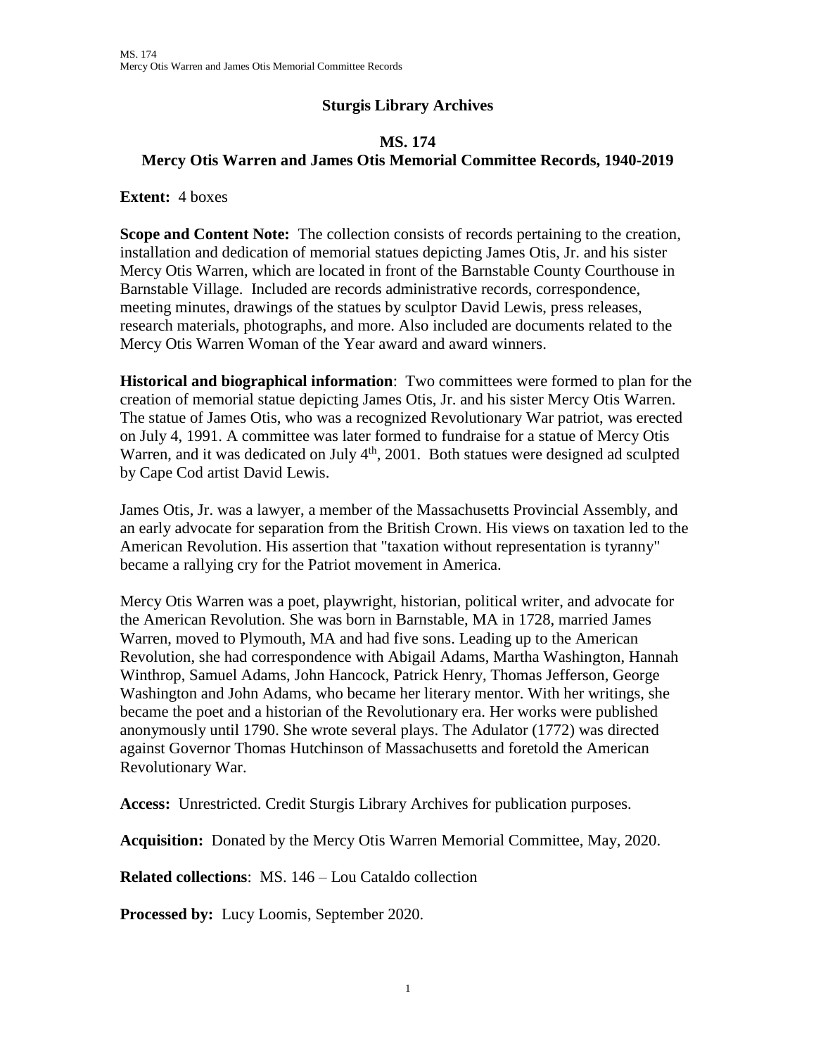# Sturgis Library Archives

## MS. 174
## Mercy Otis Warren and James Otis Memorial Committee Records, 1940-2019

**Extent:** 4 boxes

**Scope and Content Note:** The collection consists of records pertaining to the creation, installation and dedication of memorial statues depicting James Otis, Jr. and his sister Mercy Otis Warren, which are located in front of the Barnstable County Courthouse in Barnstable Village. Included are records administrative records, correspondence, meeting minutes, drawings of the statues by sculptor David Lewis, press releases, research materials, photographs, and more. Also included are documents related to the Mercy Otis Warren Woman of the Year award and award winners.

**Historical and biographical information**: Two committees were formed to plan for the creation of memorial statue depicting James Otis, Jr. and his sister Mercy Otis Warren. The statue of James Otis, who was a recognized Revolutionary War patriot, was erected on July 4, 1991. A committee was later formed to fundraise for a statue of Mercy Otis Warren, and it was dedicated on July 4th, 2001. Both statues were designed ad sculpted by Cape Cod artist David Lewis.

James Otis, Jr. was a lawyer, a member of the Massachusetts Provincial Assembly, and an early advocate for separation from the British Crown. His views on taxation led to the American Revolution. His assertion that "taxation without representation is tyranny" became a rallying cry for the Patriot movement in America.

Mercy Otis Warren was a poet, playwright, historian, political writer, and advocate for the American Revolution. She was born in Barnstable, MA in 1728, married James Warren, moved to Plymouth, MA and had five sons. Leading up to the American Revolution, she had correspondence with Abigail Adams, Martha Washington, Hannah Winthrop, Samuel Adams, John Hancock, Patrick Henry, Thomas Jefferson, George Washington and John Adams, who became her literary mentor. With her writings, she became the poet and a historian of the Revolutionary era. Her works were published anonymously until 1790. She wrote several plays. The Adulator (1772) was directed against Governor Thomas Hutchinson of Massachusetts and foretold the American Revolutionary War.

**Access:** Unrestricted. Credit Sturgis Library Archives for publication purposes.

**Acquisition:** Donated by the Mercy Otis Warren Memorial Committee, May, 2020.

**Related collections**: MS. 146 – Lou Cataldo collection

**Processed by:** Lucy Loomis, September 2020.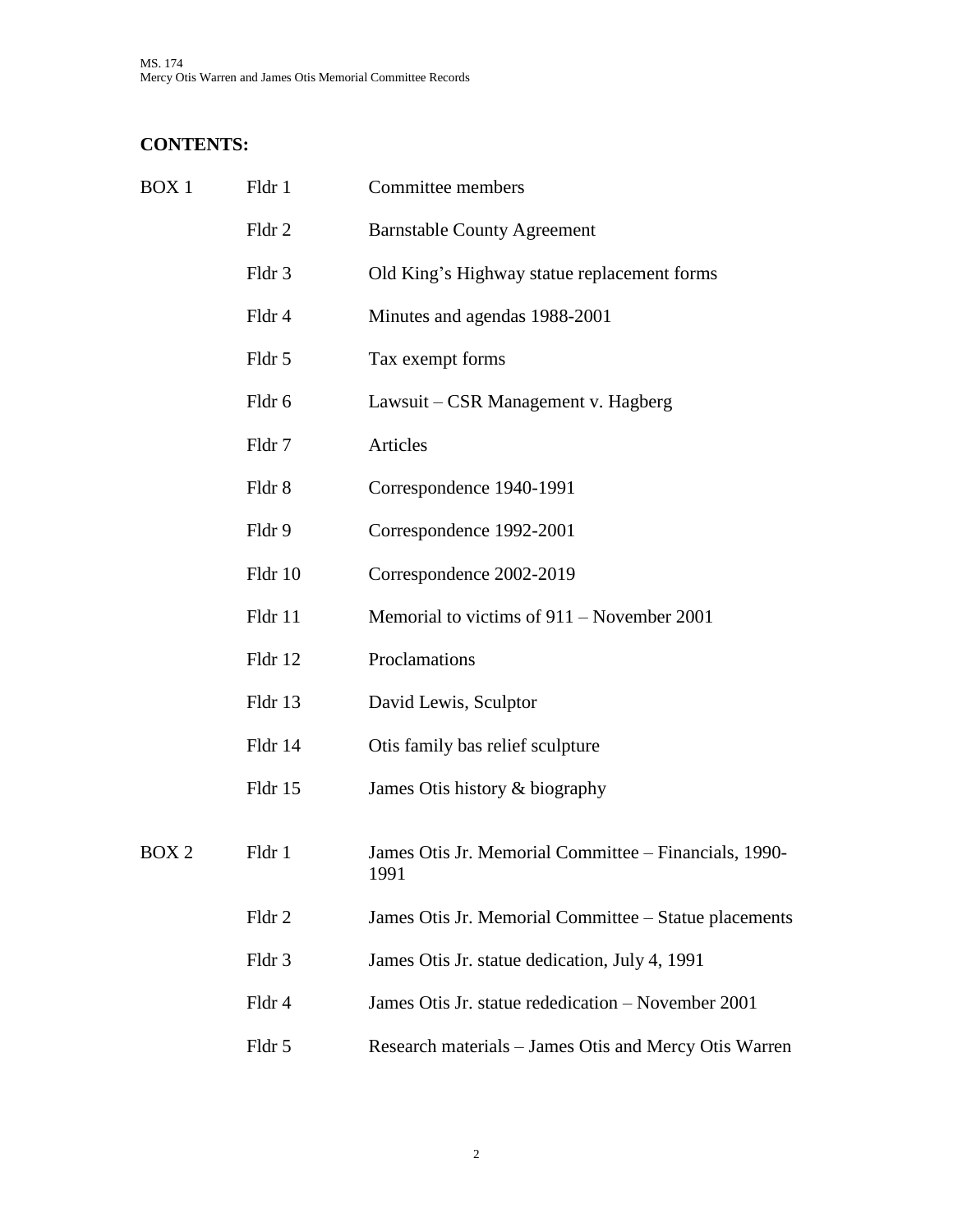**CONTENTS:**

| | | |
|---|---|---|
| BOX 1 | Fldr 1 | Committee members |
| | Fldr 2 | Barnstable County Agreement |
| | Fldr 3 | Old King's Highway statue replacement forms |
| | Fldr 4 | Minutes and agendas 1988-2001 |
| | Fldr 5 | Tax exempt forms |
| | Fldr 6 | Lawsuit – CSR Management v. Hagberg |
| | Fldr 7 | Articles |
| | Fldr 8 | Correspondence 1940-1991 |
| | Fldr 9 | Correspondence 1992-2001 |
| | Fldr 10 | Correspondence 2002-2019 |
| | Fldr 11 | Memorial to victims of 911 – November 2001 |
| | Fldr 12 | Proclamations |
| | Fldr 13 | David Lewis, Sculptor |
| | Fldr 14 | Otis family bas relief sculpture |
| | Fldr 15 | James Otis history & biography |
| BOX 2 | Fldr 1 | James Otis Jr. Memorial Committee – Financials, 1990-1991 |
| | Fldr 2 | James Otis Jr. Memorial Committee – Statue placements |
| | Fldr 3 | James Otis Jr. statue dedication, July 4, 1991 |
| | Fldr 4 | James Otis Jr. statue rededication – November 2001 |
| | Fldr 5 | Research materials – James Otis and Mercy Otis Warren |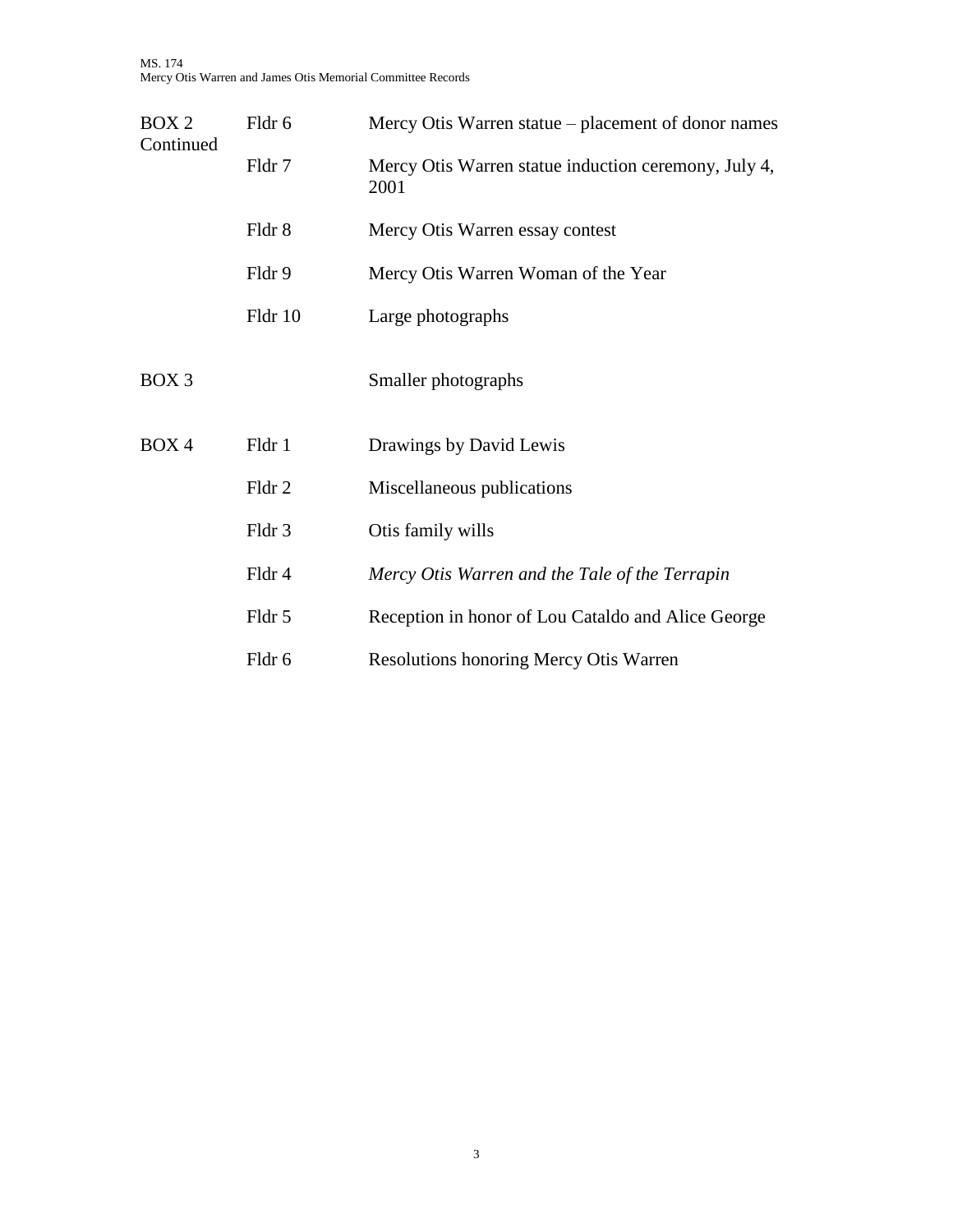| | | |
|---|---|---|
| BOX 2 Continued | Fldr 6 | Mercy Otis Warren statue – placement of donor names |
| | Fldr 7 | Mercy Otis Warren statue induction ceremony, July 4, 2001 |
| | Fldr 8 | Mercy Otis Warren essay contest |
| | Fldr 9 | Mercy Otis Warren Woman of the Year |
| | Fldr 10 | Large photographs |
| BOX 3 | | Smaller photographs |
| BOX 4 | Fldr 1 | Drawings by David Lewis |
| | Fldr 2 | Miscellaneous publications |
| | Fldr 3 | Otis family wills |
| | Fldr 4 | *Mercy Otis Warren and the Tale of the Terrapin* |
| | Fldr 5 | Reception in honor of Lou Cataldo and Alice George |
| | Fldr 6 | Resolutions honoring Mercy Otis Warren |